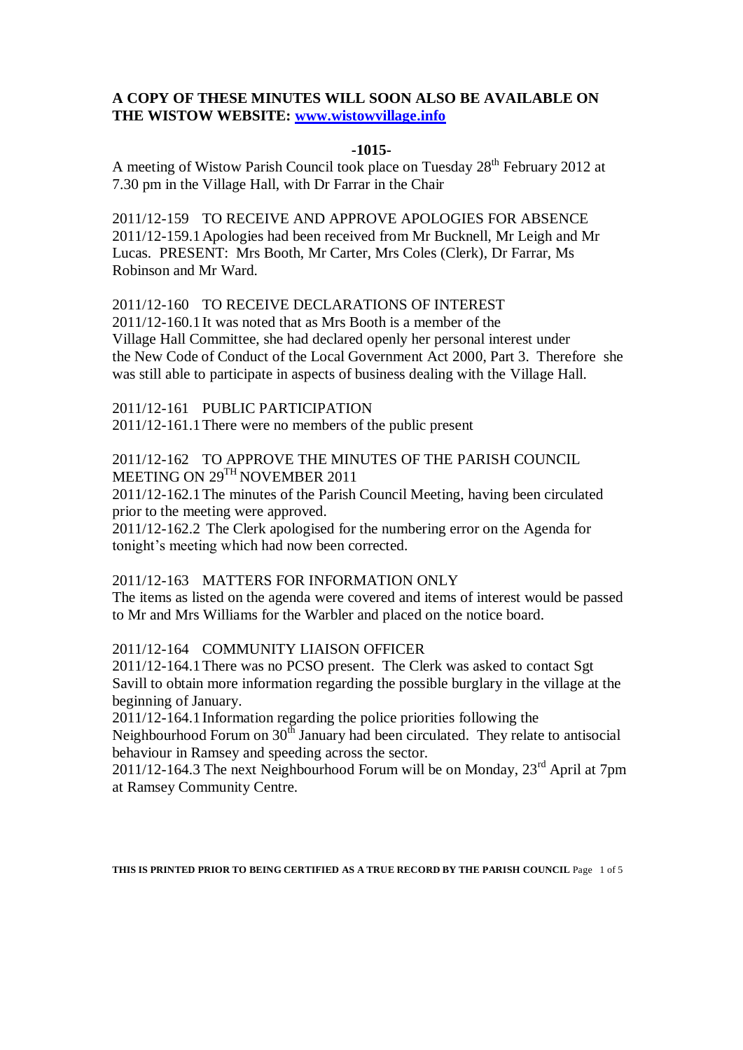**A COPY OF THESE MINUTES WILL SOON ALSO BE AVAILABLE ON THE WISTOW WEBSITE: [www.wistowvillage.info](http://www.wistowvillage.info)**

**-1015-**

A meeting of Wistow Parish Council took place on Tuesday 28th February 2012 at 7.30 pm in the Village Hall, with Dr Farrar in the Chair

2011/12-159 TO RECEIVE AND APPROVE APOLOGIES FOR ABSENCE
2011/12-159.1 Apologies had been received from Mr Bucknell, Mr Leigh and Mr Lucas. PRESENT: Mrs Booth, Mr Carter, Mrs Coles (Clerk), Dr Farrar, Ms Robinson and Mr Ward.

2011/12-160 TO RECEIVE DECLARATIONS OF INTEREST
2011/12-160.1 It was noted that as Mrs Booth is a member of the Village Hall Committee, she had declared openly her personal interest under the New Code of Conduct of the Local Government Act 2000, Part 3. Therefore she was still able to participate in aspects of business dealing with the Village Hall.

2011/12-161 PUBLIC PARTICIPATION
2011/12-161.1 There were no members of the public present

2011/12-162 TO APPROVE THE MINUTES OF THE PARISH COUNCIL MEETING ON 29TH NOVEMBER 2011
2011/12-162.1 The minutes of the Parish Council Meeting, having been circulated prior to the meeting were approved.
2011/12-162.2 The Clerk apologised for the numbering error on the Agenda for tonight's meeting which had now been corrected.

2011/12-163 MATTERS FOR INFORMATION ONLY
The items as listed on the agenda were covered and items of interest would be passed to Mr and Mrs Williams for the Warbler and placed on the notice board.

2011/12-164 COMMUNITY LIAISON OFFICER
2011/12-164.1 There was no PCSO present. The Clerk was asked to contact Sgt Savill to obtain more information regarding the possible burglary in the village at the beginning of January.
2011/12-164.1 Information regarding the police priorities following the Neighbourhood Forum on 30th January had been circulated. They relate to antisocial behaviour in Ramsey and speeding across the sector.
2011/12-164.3 The next Neighbourhood Forum will be on Monday, 23rd April at 7pm at Ramsey Community Centre.

THIS IS PRINTED PRIOR TO BEING CERTIFIED AS A TRUE RECORD BY THE PARISH COUNCIL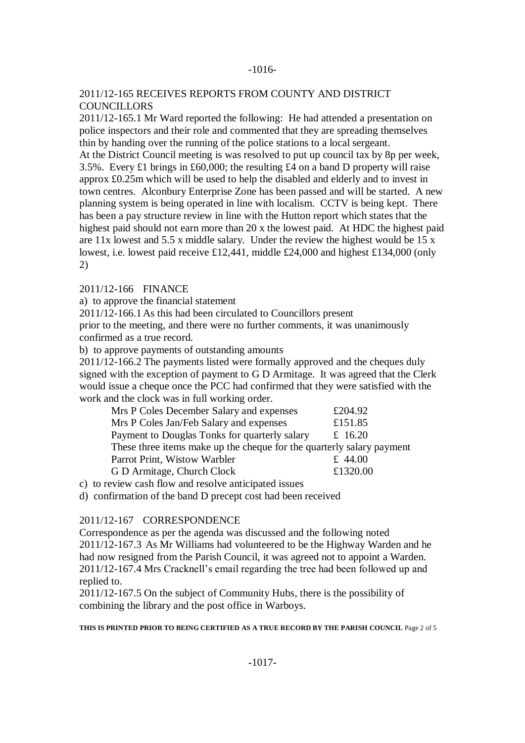2011/12-165 RECEIVES REPORTS FROM COUNTY AND DISTRICT COUNCILLORS

2011/12-165.1 Mr Ward reported the following: He had attended a presentation on police inspectors and their role and commented that they are spreading themselves thin by handing over the running of the police stations to a local sergeant.
At the District Council meeting is was resolved to put up council tax by 8p per week, 3.5%. Every £1 brings in £60,000; the resulting £4 on a band D property will raise approx £0.25m which will be used to help the disabled and elderly and to invest in town centres. Alconbury Enterprise Zone has been passed and will be started. A new planning system is being operated in line with localism. CCTV is being kept. There has been a pay structure review in line with the Hutton report which states that the highest paid should not earn more than 20 x the lowest paid. At HDC the highest paid are 11x lowest and 5.5 x middle salary. Under the review the highest would be 15 x lowest, i.e. lowest paid receive £12,441, middle £24,000 and highest £134,000 (only 2)

2011/12-166 FINANCE

a) to approve the financial statement

2011/12-166.1 As this had been circulated to Councillors present prior to the meeting, and there were no further comments, it was unanimously confirmed as a true record.

b) to approve payments of outstanding amounts

2011/12-166.2 The payments listed were formally approved and the cheques duly signed with the exception of payment to G D Armitage. It was agreed that the Clerk would issue a cheque once the PCC had confirmed that they were satisfied with the work and the clock was in full working order.

| | |
|---|---|
| Mrs P Coles December Salary and expenses | £204.92 |
| Mrs P Coles Jan/Feb Salary and expenses | £151.85 |
| Payment to Douglas Tonks for quarterly salary | £ 16.20 |
| These three items make up the cheque for the quarterly salary payment | |
| Parrot Print, Wistow Warbler | £ 44.00 |
| G D Armitage, Church Clock | £1320.00 |

c) to review cash flow and resolve anticipated issues

d) confirmation of the band D precept cost had been received

2011/12-167 CORRESPONDENCE

Correspondence as per the agenda was discussed and the following noted

2011/12-167.3 As Mr Williams had volunteered to be the Highway Warden and he had now resigned from the Parish Council, it was agreed not to appoint a Warden.

2011/12-167.4 Mrs Cracknell's email regarding the tree had been followed up and replied to.

2011/12-167.5 On the subject of Community Hubs, there is the possibility of combining the library and the post office in Warboys.

**THIS IS PRINTED PRIOR TO BEING CERTIFIED AS A TRUE RECORD BY THE PARISH COUNCIL**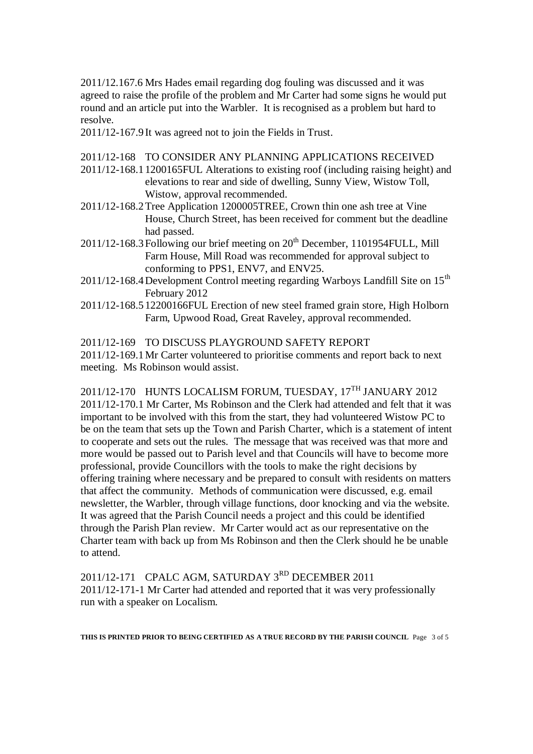2011/12.167.6 Mrs Hades email regarding dog fouling was discussed and it was agreed to raise the profile of the problem and Mr Carter had some signs he would put round and an article put into the Warbler. It is recognised as a problem but hard to resolve.

2011/12-167.9 It was agreed not to join the Fields in Trust.

2011/12-168 TO CONSIDER ANY PLANNING APPLICATIONS RECEIVED

2011/12-168.1 1200165FUL Alterations to existing roof (including raising height) and elevations to rear and side of dwelling, Sunny View, Wistow Toll, Wistow, approval recommended.

2011/12-168.2 Tree Application 1200005TREE, Crown thin one ash tree at Vine House, Church Street, has been received for comment but the deadline had passed.

2011/12-168.3 Following our brief meeting on 20th December, 1101954FULL, Mill Farm House, Mill Road was recommended for approval subject to conforming to PPS1, ENV7, and ENV25.

2011/12-168.4 Development Control meeting regarding Warboys Landfill Site on 15th February 2012

2011/12-168.5 12200166FUL Erection of new steel framed grain store, High Holborn Farm, Upwood Road, Great Raveley, approval recommended.

2011/12-169 TO DISCUSS PLAYGROUND SAFETY REPORT

2011/12-169.1 Mr Carter volunteered to prioritise comments and report back to next meeting. Ms Robinson would assist.

2011/12-170 HUNTS LOCALISM FORUM, TUESDAY, 17TH JANUARY 2012

2011/12-170.1 Mr Carter, Ms Robinson and the Clerk had attended and felt that it was important to be involved with this from the start, they had volunteered Wistow PC to be on the team that sets up the Town and Parish Charter, which is a statement of intent to cooperate and sets out the rules. The message that was received was that more and more would be passed out to Parish level and that Councils will have to become more professional, provide Councillors with the tools to make the right decisions by offering training where necessary and be prepared to consult with residents on matters that affect the community. Methods of communication were discussed, e.g. email newsletter, the Warbler, through village functions, door knocking and via the website. It was agreed that the Parish Council needs a project and this could be identified through the Parish Plan review. Mr Carter would act as our representative on the Charter team with back up from Ms Robinson and then the Clerk should he be unable to attend.

2011/12-171 CPALC AGM, SATURDAY 3RD DECEMBER 2011

2011/12-171-1 Mr Carter had attended and reported that it was very professionally run with a speaker on Localism.

**THIS IS PRINTED PRIOR TO BEING CERTIFIED AS A TRUE RECORD BY THE PARISH COUNCIL**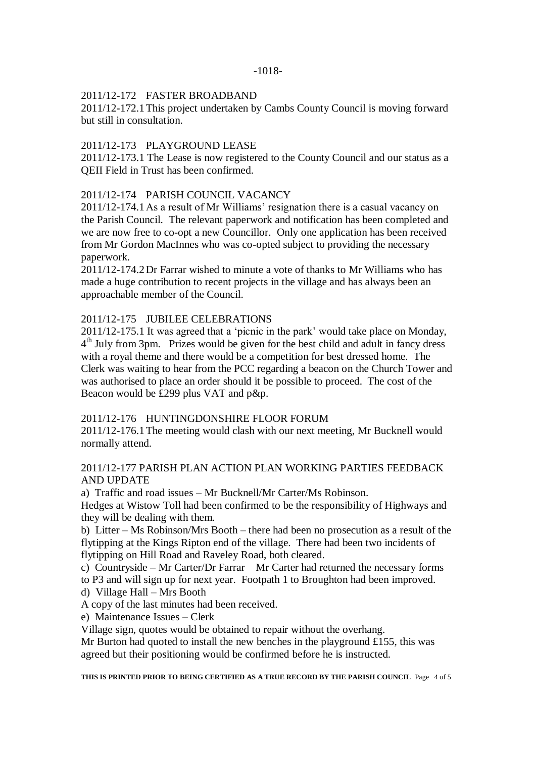2011/12-172 FASTER BROADBAND

2011/12-172.1 This project undertaken by Cambs County Council is moving forward but still in consultation.

2011/12-173 PLAYGROUND LEASE

2011/12-173.1 The Lease is now registered to the County Council and our status as a QEII Field in Trust has been confirmed.

2011/12-174 PARISH COUNCIL VACANCY

2011/12-174.1 As a result of Mr Williams' resignation there is a casual vacancy on the Parish Council. The relevant paperwork and notification has been completed and we are now free to co-opt a new Councillor. Only one application has been received from Mr Gordon MacInnes who was co-opted subject to providing the necessary paperwork.

2011/12-174.2 Dr Farrar wished to minute a vote of thanks to Mr Williams who has made a huge contribution to recent projects in the village and has always been an approachable member of the Council.

2011/12-175 JUBILEE CELEBRATIONS

2011/12-175.1 It was agreed that a 'picnic in the park' would take place on Monday, 4th July from 3pm. Prizes would be given for the best child and adult in fancy dress with a royal theme and there would be a competition for best dressed home. The Clerk was waiting to hear from the PCC regarding a beacon on the Church Tower and was authorised to place an order should it be possible to proceed. The cost of the Beacon would be £299 plus VAT and p&p.

2011/12-176 HUNTINGDONSHIRE FLOOR FORUM

2011/12-176.1 The meeting would clash with our next meeting, Mr Bucknell would normally attend.

2011/12-177 PARISH PLAN ACTION PLAN WORKING PARTIES FEEDBACK AND UPDATE

a) Traffic and road issues – Mr Bucknell/Mr Carter/Ms Robinson.

Hedges at Wistow Toll had been confirmed to be the responsibility of Highways and they will be dealing with them.

b) Litter – Ms Robinson/Mrs Booth – there had been no prosecution as a result of the flytipping at the Kings Ripton end of the village. There had been two incidents of flytipping on Hill Road and Raveley Road, both cleared.

c) Countryside – Mr Carter/Dr Farrar Mr Carter had returned the necessary forms to P3 and will sign up for next year. Footpath 1 to Broughton had been improved.

d) Village Hall – Mrs Booth

A copy of the last minutes had been received.

e) Maintenance Issues – Clerk

Village sign, quotes would be obtained to repair without the overhang.

Mr Burton had quoted to install the new benches in the playground £155, this was agreed but their positioning would be confirmed before he is instructed.

**THIS IS PRINTED PRIOR TO BEING CERTIFIED AS A TRUE RECORD BY THE PARISH COUNCIL**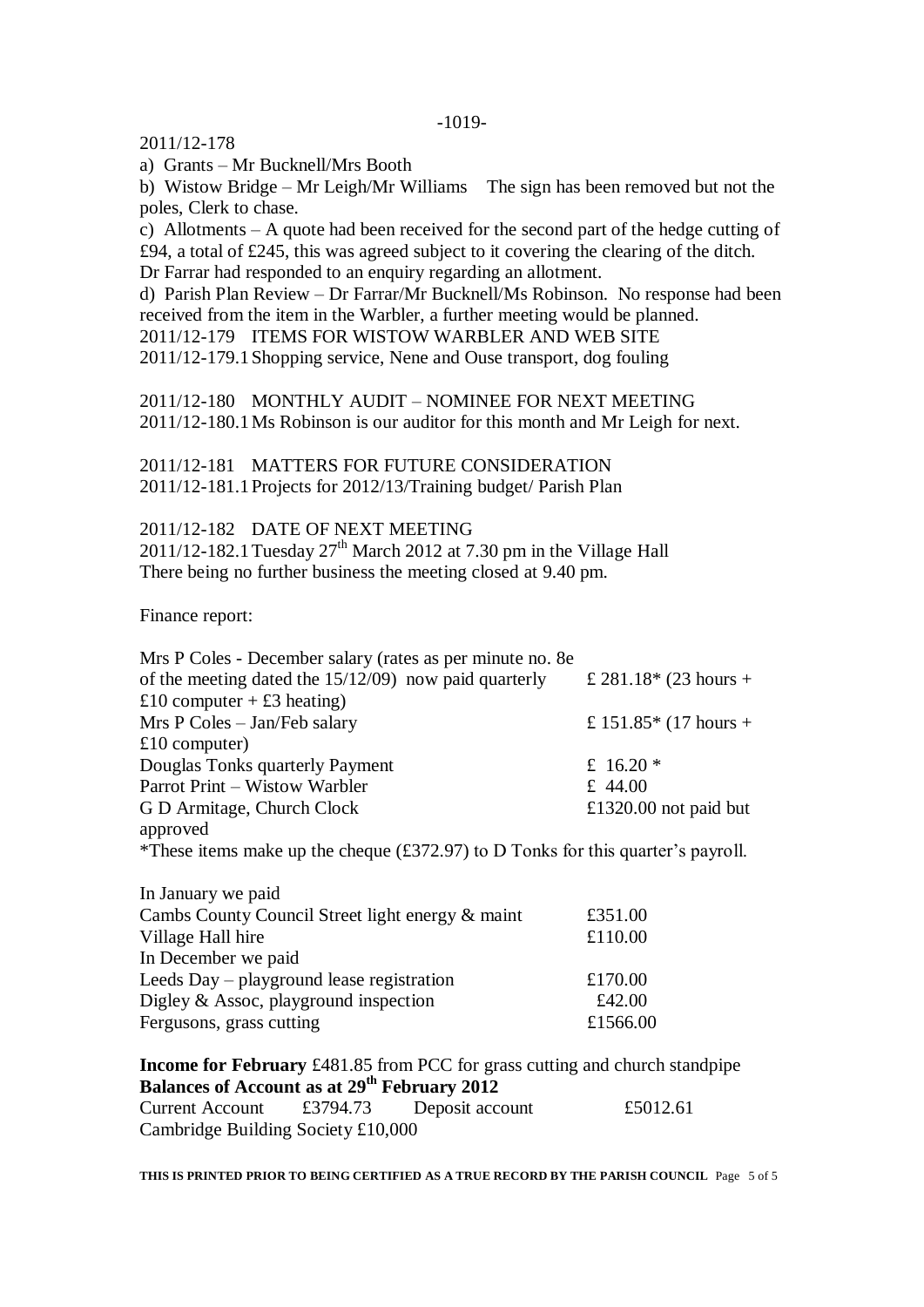-1019-

2011/12-178

a) Grants – Mr Bucknell/Mrs Booth

b) Wistow Bridge – Mr Leigh/Mr Williams The sign has been removed but not the poles, Clerk to chase.

c) Allotments – A quote had been received for the second part of the hedge cutting of £94, a total of £245, this was agreed subject to it covering the clearing of the ditch. Dr Farrar had responded to an enquiry regarding an allotment.

d) Parish Plan Review – Dr Farrar/Mr Bucknell/Ms Robinson. No response had been received from the item in the Warbler, a further meeting would be planned.

2011/12-179 ITEMS FOR WISTOW WARBLER AND WEB SITE

2011/12-179.1 Shopping service, Nene and Ouse transport, dog fouling

2011/12-180 MONTHLY AUDIT – NOMINEE FOR NEXT MEETING

2011/12-180.1 Ms Robinson is our auditor for this month and Mr Leigh for next.

2011/12-181 MATTERS FOR FUTURE CONSIDERATION

2011/12-181.1 Projects for 2012/13/Training budget/ Parish Plan

2011/12-182 DATE OF NEXT MEETING

2011/12-182.1 Tuesday 27th March 2012 at 7.30 pm in the Village Hall

There being no further business the meeting closed at 9.40 pm.

Finance report:

| | |
|---|---|
| Mrs P Coles - December salary (rates as per minute no. 8e of the meeting dated the 15/12/09) now paid quarterly | £ 281.18* (23 hours + £10 computer + £3 heating) |
| Mrs P Coles – Jan/Feb salary | £ 151.85* (17 hours + £10 computer) |
| Douglas Tonks quarterly Payment | £ 16.20 * |
| Parrot Print – Wistow Warbler | £ 44.00 |
| G D Armitage, Church Clock | £1320.00 not paid but approved |

*These items make up the cheque (£372.97) to D Tonks for this quarter's payroll.

| | |
|---|---|
| In January we paid | |
| Cambs County Council Street light energy & maint | £351.00 |
| Village Hall hire | £110.00 |
| In December we paid | |
| Leeds Day – playground lease registration | £170.00 |
| Digley & Assoc, playground inspection | £42.00 |
| Fergusons, grass cutting | £1566.00 |

**Income for February** £481.85 from PCC for grass cutting and church standpipe

**Balances of Account as at 29th February 2012**

Current Account £3794.73 Deposit account £5012.61

Cambridge Building Society £10,000

**THIS IS PRINTED PRIOR TO BEING CERTIFIED AS A TRUE RECORD BY THE PARISH COUNCIL**